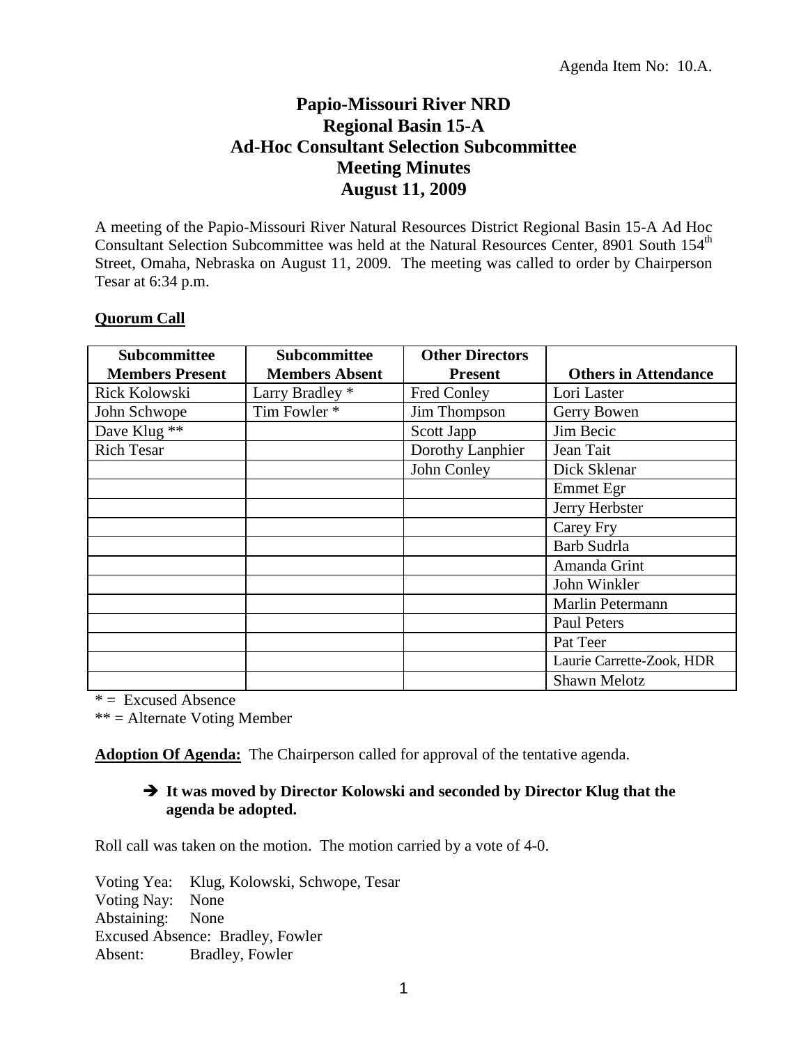Agenda Item No: 10.A.

# Papio-Missouri River NRD
# Regional Basin 15-A
# Ad-Hoc Consultant Selection Subcommittee
# Meeting Minutes
# August 11, 2009

A meeting of the Papio-Missouri River Natural Resources District Regional Basin 15-A Ad Hoc Consultant Selection Subcommittee was held at the Natural Resources Center, 8901 South 154th Street, Omaha, Nebraska on August 11, 2009. The meeting was called to order by Chairperson Tesar at 6:34 p.m.

**Quorum Call**

| Subcommittee Members Present | Subcommittee Members Absent | Other Directors Present | Others in Attendance |
|---|---|---|---|
| Rick Kolowski | Larry Bradley * | Fred Conley | Lori Laster |
| John Schwope | Tim Fowler * | Jim Thompson | Gerry Bowen |
| Dave Klug ** | | Scott Japp | Jim Becic |
| Rich Tesar | | Dorothy Lanphier | Jean Tait |
| | | John Conley | Dick Sklenar |
| | | | Emmet Egr |
| | | | Jerry Herbster |
| | | | Carey Fry |
| | | | Barb Sudrla |
| | | | Amanda Grint |
| | | | John Winkler |
| | | | Marlin Petermann |
| | | | Paul Peters |
| | | | Pat Teer |
| | | | Laurie Carrette-Zook, HDR |
| | | | Shawn Melotz |

* = Excused Absence

** = Alternate Voting Member

**Adoption Of Agenda:** The Chairperson called for approval of the tentative agenda.

➔ **It was moved by Director Kolowski and seconded by Director Klug that the agenda be adopted.**

Roll call was taken on the motion. The motion carried by a vote of 4-0.

Voting Yea: Klug, Kolowski, Schwope, Tesar
Voting Nay: None
Abstaining: None
Excused Absence: Bradley, Fowler
Absent: Bradley, Fowler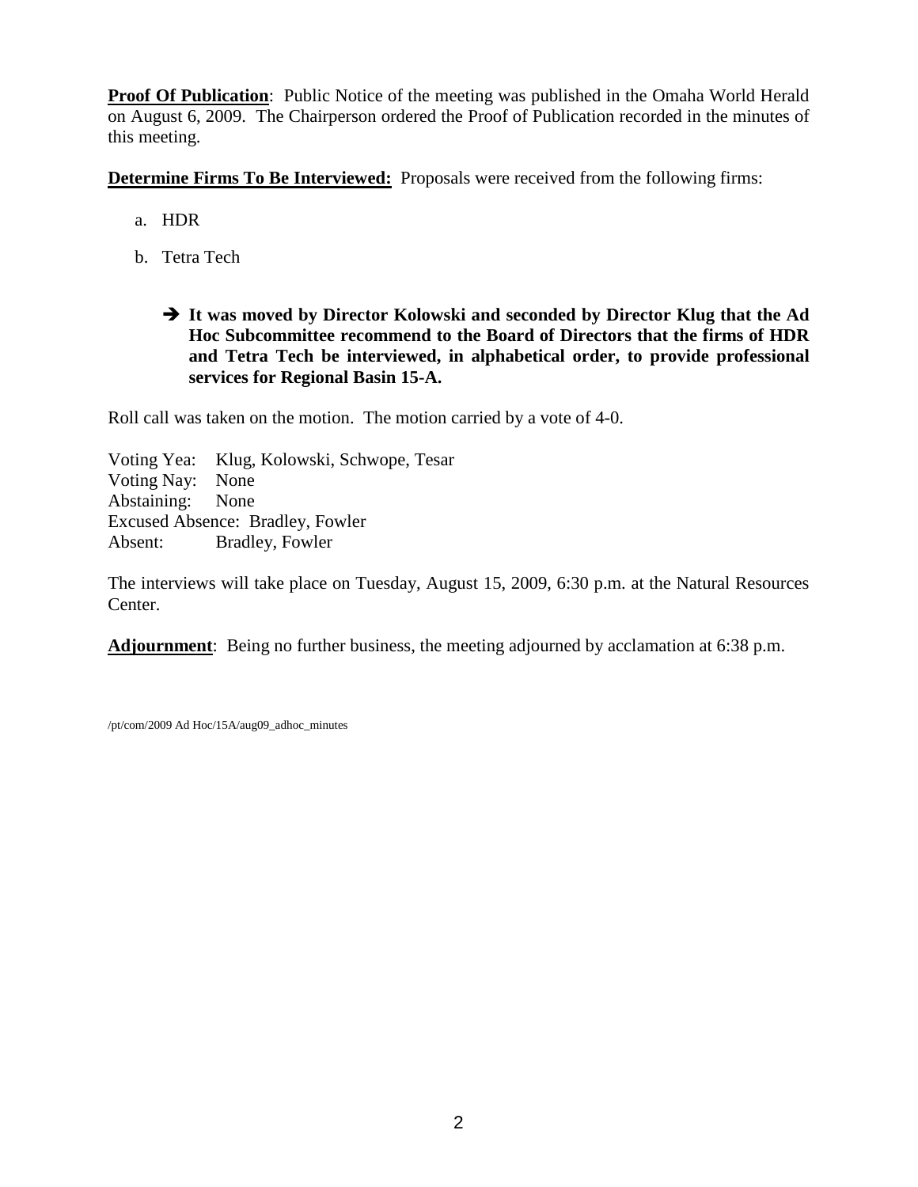**Proof Of Publication**: Public Notice of the meeting was published in the Omaha World Herald on August 6, 2009. The Chairperson ordered the Proof of Publication recorded in the minutes of this meeting.

**Determine Firms To Be Interviewed:** Proposals were received from the following firms:

a. HDR

b. Tetra Tech

➔ **It was moved by Director Kolowski and seconded by Director Klug that the Ad Hoc Subcommittee recommend to the Board of Directors that the firms of HDR and Tetra Tech be interviewed, in alphabetical order, to provide professional services for Regional Basin 15-A.**

Roll call was taken on the motion. The motion carried by a vote of 4-0.

Voting Yea: Klug, Kolowski, Schwope, Tesar
Voting Nay: None
Abstaining: None
Excused Absence: Bradley, Fowler
Absent: Bradley, Fowler

The interviews will take place on Tuesday, August 15, 2009, 6:30 p.m. at the Natural Resources Center.

**Adjournment**: Being no further business, the meeting adjourned by acclamation at 6:38 p.m.

/pt/com/2009 Ad Hoc/15A/aug09_adhoc_minutes